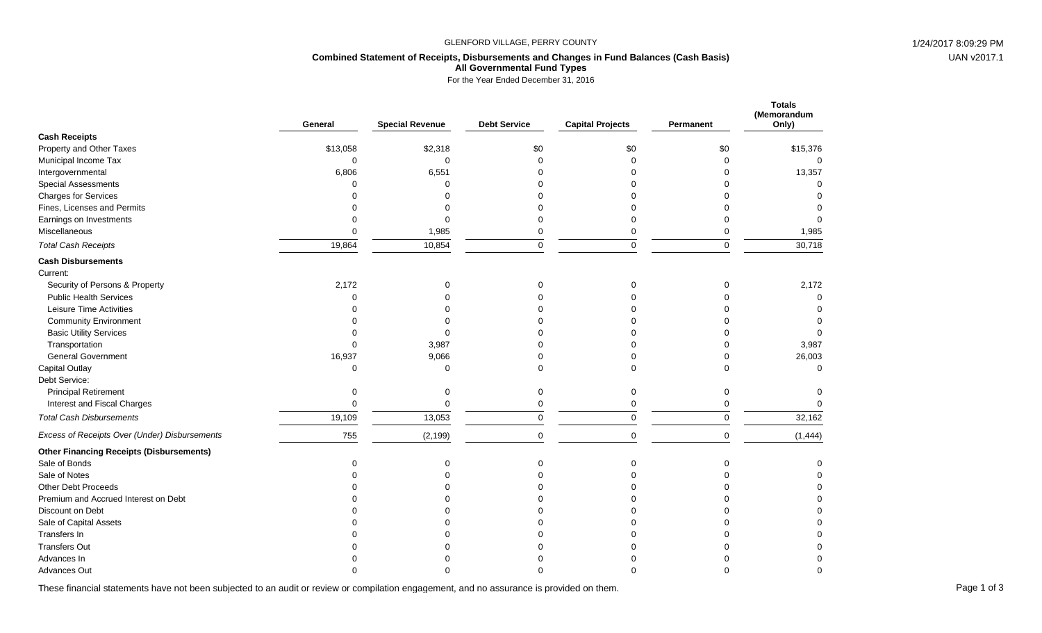GLENFORD VILLAGE, PERRY COUNTY

**Combined Statement of Receipts, Disbursements and Changes in Fund Balances (Cash Basis)**
**All Governmental Fund Types**
For the Year Ended December 31, 2016

| | General | Special Revenue | Debt Service | Capital Projects | Permanent | Totals (Memorandum Only) |
|---|---|---|---|---|---|---|
| **Cash Receipts** | | | | | | |
| Property and Other Taxes | $13,058 | $2,318 | $0 | $0 | $0 | $15,376 |
| Municipal Income Tax | 0 | 0 | 0 | 0 | 0 | 0 |
| Intergovernmental | 6,806 | 6,551 | 0 | 0 | 0 | 13,357 |
| Special Assessments | 0 | 0 | 0 | 0 | 0 | 0 |
| Charges for Services | 0 | 0 | 0 | 0 | 0 | 0 |
| Fines, Licenses and Permits | 0 | 0 | 0 | 0 | 0 | 0 |
| Earnings on Investments | 0 | 0 | 0 | 0 | 0 | 0 |
| Miscellaneous | 0 | 1,985 | 0 | 0 | 0 | 1,985 |
| *Total Cash Receipts* | 19,864 | 10,854 | 0 | 0 | 0 | 30,718 |
| **Cash Disbursements** | | | | | | |
| Current: | | | | | | |
| Security of Persons & Property | 2,172 | 0 | 0 | 0 | 0 | 2,172 |
| Public Health Services | 0 | 0 | 0 | 0 | 0 | 0 |
| Leisure Time Activities | 0 | 0 | 0 | 0 | 0 | 0 |
| Community Environment | 0 | 0 | 0 | 0 | 0 | 0 |
| Basic Utility Services | 0 | 0 | 0 | 0 | 0 | 0 |
| Transportation | 0 | 3,987 | 0 | 0 | 0 | 3,987 |
| General Government | 16,937 | 9,066 | 0 | 0 | 0 | 26,003 |
| Capital Outlay | 0 | 0 | 0 | 0 | 0 | 0 |
| Debt Service: | | | | | | |
| Principal Retirement | 0 | 0 | 0 | 0 | 0 | 0 |
| Interest and Fiscal Charges | 0 | 0 | 0 | 0 | 0 | 0 |
| *Total Cash Disbursements* | 19,109 | 13,053 | 0 | 0 | 0 | 32,162 |
| *Excess of Receipts Over (Under) Disbursements* | 755 | (2,199) | 0 | 0 | 0 | (1,444) |
| **Other Financing Receipts (Disbursements)** | | | | | | |
| Sale of Bonds | 0 | 0 | 0 | 0 | 0 | 0 |
| Sale of Notes | 0 | 0 | 0 | 0 | 0 | 0 |
| Other Debt Proceeds | 0 | 0 | 0 | 0 | 0 | 0 |
| Premium and Accrued Interest on Debt | 0 | 0 | 0 | 0 | 0 | 0 |
| Discount on Debt | 0 | 0 | 0 | 0 | 0 | 0 |
| Sale of Capital Assets | 0 | 0 | 0 | 0 | 0 | 0 |
| Transfers In | 0 | 0 | 0 | 0 | 0 | 0 |
| Transfers Out | 0 | 0 | 0 | 0 | 0 | 0 |
| Advances In | 0 | 0 | 0 | 0 | 0 | 0 |
| Advances Out | 0 | 0 | 0 | 0 | 0 | 0 |

These financial statements have not been subjected to an audit or review or compilation engagement, and no assurance is provided on them.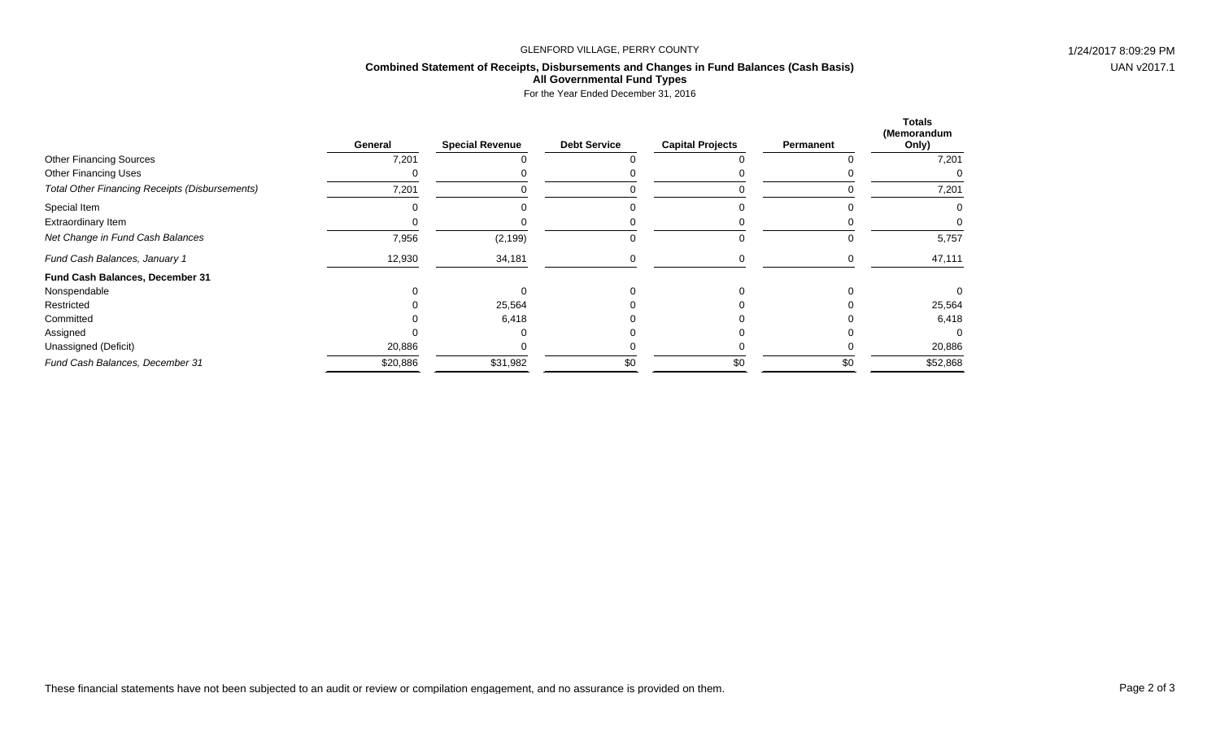GLENFORD VILLAGE, PERRY COUNTY

**Combined Statement of Receipts, Disbursements and Changes in Fund Balances (Cash Basis)**
**All Governmental Fund Types**
For the Year Ended December 31, 2016

| | General | Special Revenue | Debt Service | Capital Projects | Permanent | Totals (Memorandum Only) |
|---|---|---|---|---|---|---|
| Other Financing Sources | 7,201 | 0 | 0 | 0 | 0 | 7,201 |
| Other Financing Uses | 0 | 0 | 0 | 0 | 0 | 0 |
| *Total Other Financing Receipts (Disbursements)* | 7,201 | 0 | 0 | 0 | 0 | 7,201 |
| Special Item | 0 | 0 | 0 | 0 | 0 | 0 |
| Extraordinary Item | 0 | 0 | 0 | 0 | 0 | 0 |
| *Net Change in Fund Cash Balances* | 7,956 | (2,199) | 0 | 0 | 0 | 5,757 |
| *Fund Cash Balances, January 1* | 12,930 | 34,181 | 0 | 0 | 0 | 47,111 |
| **Fund Cash Balances, December 31** | | | | | | |
| Nonspendable | 0 | 0 | 0 | 0 | 0 | 0 |
| Restricted | 0 | 25,564 | 0 | 0 | 0 | 25,564 |
| Committed | 0 | 6,418 | 0 | 0 | 0 | 6,418 |
| Assigned | 0 | 0 | 0 | 0 | 0 | 0 |
| Unassigned (Deficit) | 20,886 | 0 | 0 | 0 | 0 | 20,886 |
| *Fund Cash Balances, December 31* | $20,886 | $31,982 | $0 | $0 | $0 | $52,868 |

These financial statements have not been subjected to an audit or review or compilation engagement, and no assurance is provided on them.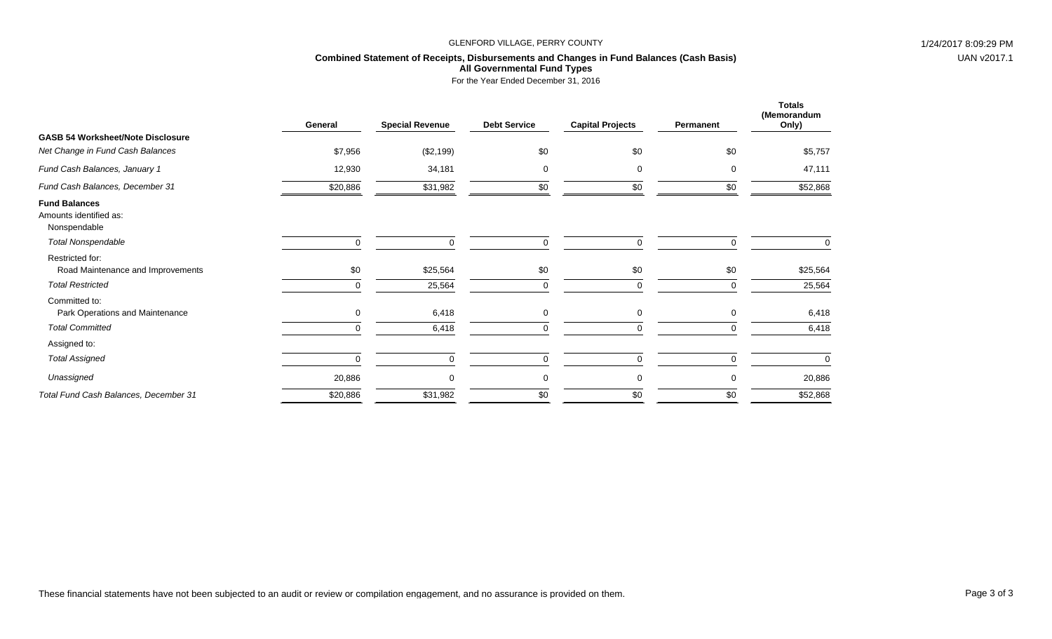GLENFORD VILLAGE, PERRY COUNTY

**Combined Statement of Receipts, Disbursements and Changes in Fund Balances (Cash Basis)**
**All Governmental Fund Types**
For the Year Ended December 31, 2016

| | General | Special Revenue | Debt Service | Capital Projects | Permanent | Totals (Memorandum Only) |
|---|---|---|---|---|---|---|
| **GASB 54 Worksheet/Note Disclosure** | | | | | | |
| *Net Change in Fund Cash Balances* | $7,956 | ($2,199) | $0 | $0 | $0 | $5,757 |
| *Fund Cash Balances, January 1* | 12,930 | 34,181 | 0 | 0 | 0 | 47,111 |
| *Fund Cash Balances, December 31* | $20,886 | $31,982 | $0 | $0 | $0 | $52,868 |
| **Fund Balances** | | | | | | |
| Amounts identified as: | | | | | | |
| Nonspendable | | | | | | |
| *Total Nonspendable* | 0 | 0 | 0 | 0 | 0 | 0 |
| Restricted for: | | | | | | |
| Road Maintenance and Improvements | $0 | $25,564 | $0 | $0 | $0 | $25,564 |
| *Total Restricted* | 0 | 25,564 | 0 | 0 | 0 | 25,564 |
| Committed to: | | | | | | |
| Park Operations and Maintenance | 0 | 6,418 | 0 | 0 | 0 | 6,418 |
| *Total Committed* | 0 | 6,418 | 0 | 0 | 0 | 6,418 |
| Assigned to: | | | | | | |
| *Total Assigned* | 0 | 0 | 0 | 0 | 0 | 0 |
| *Unassigned* | 20,886 | 0 | 0 | 0 | 0 | 20,886 |
| *Total Fund Cash Balances, December 31* | $20,886 | $31,982 | $0 | $0 | $0 | $52,868 |

These financial statements have not been subjected to an audit or review or compilation engagement, and no assurance is provided on them.